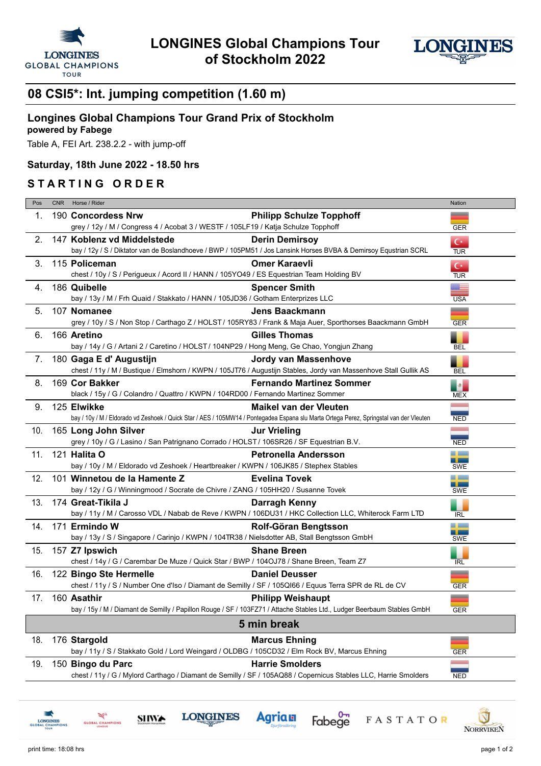# LONGINES Global Champions Tour of Stockholm 2022

## 08 CSI5*: Int. jumping competition (1.60 m)

### Longines Global Champions Tour Grand Prix of Stockholm

**powered by Fabege**

Table A, FEI Art. 238.2.2 - with jump-off

**Saturday, 18th June 2022 - 18.50 hrs**

## STARTING ORDER

| Pos | CNR | Horse / Rider | | Nation |
|---|---|---|---|---|
| 1. | 190 | **Concordess Nrw**<br>grey / 12y / M / Congress 4 / Acobat 3 / WESTF / 105LF19 / Katja Schulze Topphoff | **Philipp Schulze Topphoff** | GER |
| 2. | 147 | **Koblenz vd Middelstede**<br>bay / 12y / S / Diktator van de Boslandhoeve / BWP / 105PM51 / Jos Lansink Horses BVBA & Demirsoy Equstrian SCRL | **Derin Demirsoy** | TUR |
| 3. | 115 | **Policeman**<br>chest / 10y / S / Perigueux / Acord II / HANN / 105YO49 / ES Equestrian Team Holding BV | **Omer Karaevli** | TUR |
| 4. | 186 | **Quibelle**<br>bay / 13y / M / Frh Quaid / Stakkato / HANN / 105JD36 / Gotham Enterprizes LLC | **Spencer Smith** | USA |
| 5. | 107 | **Nomanee**<br>grey / 10y / S / Non Stop / Carthago Z / HOLST / 105RY83 / Frank & Maja Auer, Sporthorses Baackmann GmbH | **Jens Baackmann** | GER |
| 6. | 166 | **Aretino**<br>bay / 14y / G / Artani 2 / Caretino / HOLST / 104NP29 / Hong Meng, Ge Chao, Yongjun Zhang | **Gilles Thomas** | BEL |
| 7. | 180 | **Gaga E d' Augustijn**<br>chest / 11y / M / Bustique / Elmshorn / KWPN / 105JT76 / Augustijn Stables, Jordy van Massenhove Stall Gullik AS | **Jordy van Massenhove** | BEL |
| 8. | 169 | **Cor Bakker**<br>black / 15y / G / Colandro / Quattro / KWPN / 104RD00 / Fernando Martinez Sommer | **Fernando Martinez Sommer** | MEX |
| 9. | 125 | **Elwikke**<br>bay / 10y / M / Eldorado vd Zeshoek / Quick Star / AES / 105MW14 / Pontegadea Espana slu Marta Ortega Perez, Springstal van der Vleuten | **Maikel van der Vleuten** | NED |
| 10. | 165 | **Long John Silver**<br>grey / 10y / G / Lasino / San Patrignano Corrado / HOLST / 106SR26 / SF Equestrian B.V. | **Jur Vrieling** | NED |
| 11. | 121 | **Halita O**<br>bay / 10y / M / Eldorado vd Zeshoek / Heartbreaker / KWPN / 106JK85 / Stephex Stables | **Petronella Andersson** | SWE |
| 12. | 101 | **Winnetou de la Hamente Z**<br>bay / 12y / G / Winningmood / Socrate de Chivre / ZANG / 105HH20 / Susanne Tovek | **Evelina Tovek** | SWE |
| 13. | 174 | **Great-Tikila J**<br>bay / 11y / M / Carosso VDL / Nabab de Reve / KWPN / 106DU31 / HKC Collection LLC, Whiterock Farm LTD | **Darragh Kenny** | IRL |
| 14. | 171 | **Ermindo W**<br>bay / 13y / S / Singapore / Carinjo / KWPN / 104TR38 / Nielsdotter AB, Stall Bengtsson GmbH | **Rolf-Göran Bengtsson** | SWE |
| 15. | 157 | **Z7 Ipswich**<br>chest / 14y / G / Carembar De Muze / Quick Star / BWP / 104OJ78 / Shane Breen, Team Z7 | **Shane Breen** | IRL |
| 16. | 122 | **Bingo Ste Hermelle**<br>chest / 11y / S / Number One d'Iso / Diamant de Semilly / SF / 105QI66 / Equus Terra SPR de RL de CV | **Daniel Deusser** | GER |
| 17. | 160 | **Asathir**<br>bay / 15y / M / Diamant de Semilly / Papillon Rouge / SF / 103FZ71 / Attache Stables Ltd., Ludger Beerbaum Stables GmbH | **Philipp Weishaupt** | GER |
| | | **5 min break** | | |
| 18. | 176 | **Stargold**<br>bay / 11y / S / Stakkato Gold / Lord Weingard / OLDBG / 105CD32 / Elm Rock BV, Marcus Ehning | **Marcus Ehning** | GER |
| 19. | 150 | **Bingo du Parc**<br>chest / 11y / G / Mylord Carthago / Diamant de Semilly / SF / 105AQ88 / Copernicus Stables LLC, Harrie Smolders | **Harrie Smolders** | NED |

print time: 18:08 hrs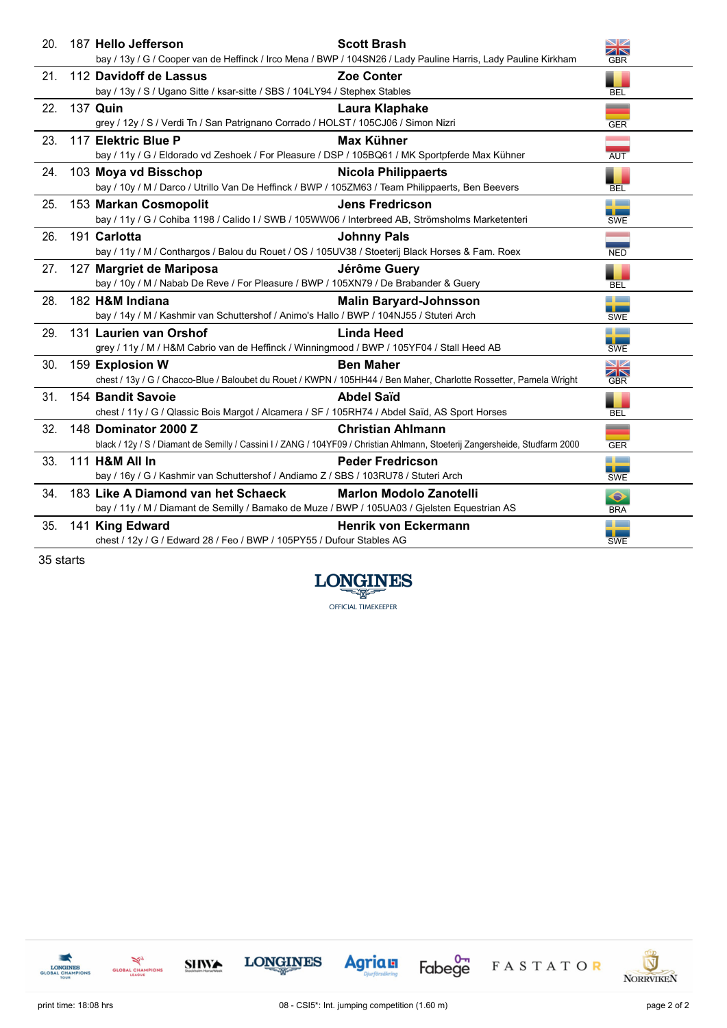| | | | |
|---|---|---|---|
| 20. | 187 **Hello Jefferson** | **Scott Brash** | GBR |
| | bay / 13y / G / Cooper van de Heffinck / Irco Mena / BWP / 104SN26 / Lady Pauline Harris, Lady Pauline Kirkham | | |
| 21. | 112 **Davidoff de Lassus** | **Zoe Conter** | BEL |
| | bay / 13y / S / Ugano Sitte / ksar-sitte / SBS / 104LY94 / Stephex Stables | | |
| 22. | 137 **Quin** | **Laura Klaphake** | GER |
| | grey / 12y / S / Verdi Tn / San Patrignano Corrado / HOLST / 105CJ06 / Simon Nizri | | |
| 23. | 117 **Elektric Blue P** | **Max Kühner** | AUT |
| | bay / 11y / G / Eldorado vd Zeshoek / For Pleasure / DSP / 105BQ61 / MK Sportpferde Max Kühner | | |
| 24. | 103 **Moya vd Bisschop** | **Nicola Philippaerts** | BEL |
| | bay / 10y / M / Darco / Utrillo Van De Heffinck / BWP / 105ZM63 / Team Philippaerts, Ben Beevers | | |
| 25. | 153 **Markan Cosmopolit** | **Jens Fredricson** | SWE |
| | bay / 11y / G / Cohiba 1198 / Calido I / SWB / 105WW06 / Interbreed AB, Strömsholms Marketenteri | | |
| 26. | 191 **Carlotta** | **Johnny Pals** | NED |
| | bay / 11y / M / Conthargos / Balou du Rouet / OS / 105UV38 / Stoeterij Black Horses & Fam. Roex | | |
| 27. | 127 **Margriet de Mariposa** | **Jérôme Guery** | BEL |
| | bay / 10y / M / Nabab De Reve / For Pleasure / BWP / 105XN79 / De Brabander & Guery | | |
| 28. | 182 **H&M Indiana** | **Malin Baryard-Johnsson** | SWE |
| | bay / 14y / M / Kashmir van Schuttershof / Animo's Hallo / BWP / 104NJ55 / Stuteri Arch | | |
| 29. | 131 **Laurien van Orshof** | **Linda Heed** | SWE |
| | grey / 11y / M / H&M Cabrio van de Heffinck / Winningmood / BWP / 105YF04 / Stall Heed AB | | |
| 30. | 159 **Explosion W** | **Ben Maher** | GBR |
| | chest / 13y / G / Chacco-Blue / Baloubet du Rouet / KWPN / 105HH44 / Ben Maher, Charlotte Rossetter, Pamela Wright | | |
| 31. | 154 **Bandit Savoie** | **Abdel Saïd** | BEL |
| | chest / 11y / G / Qlassic Bois Margot / Alcamera / SF / 105RH74 / Abdel Saïd, AS Sport Horses | | |
| 32. | 148 **Dominator 2000 Z** | **Christian Ahlmann** | GER |
| | black / 12y / S / Diamant de Semilly / Cassini I / ZANG / 104YF09 / Christian Ahlmann, Stoeterij Zangersheide, Studfarm 2000 | | |
| 33. | 111 **H&M All In** | **Peder Fredricson** | SWE |
| | bay / 16y / G / Kashmir van Schuttershof / Andiamo Z / SBS / 103RU78 / Stuteri Arch | | |
| 34. | 183 **Like A Diamond van het Schaeck** | **Marlon Modolo Zanotelli** | BRA |
| | bay / 11y / M / Diamant de Semilly / Bamako de Muze / BWP / 105UA03 / Gjelsten Equestrian AS | | |
| 35. | 141 **King Edward** | **Henrik von Eckermann** | SWE |
| | chest / 12y / G / Edward 28 / Feo / BWP / 105PY55 / Dufour Stables AG | | |

35 starts

LONGINES
OFFICIAL TIMEKEEPER

print time: 18:08 hrs

08 - CSI5*: Int. jumping competition (1.60 m)